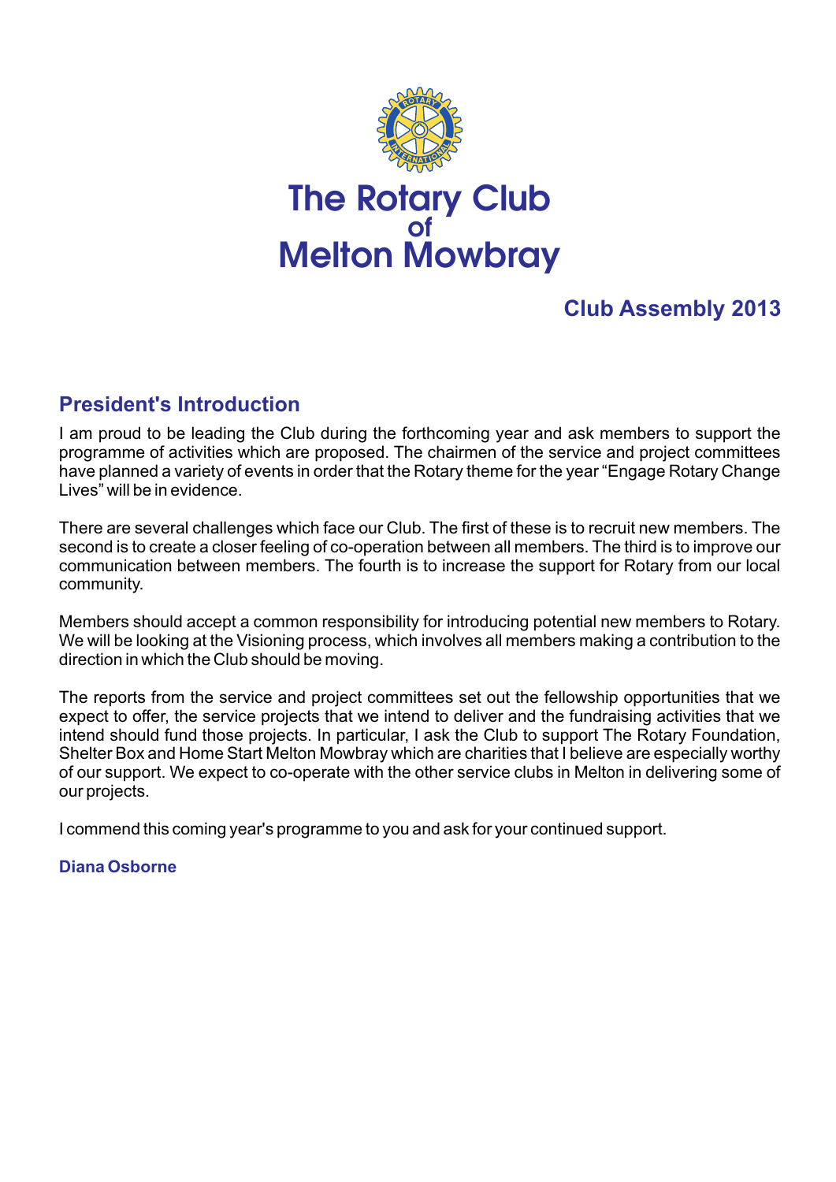# The Rotary Club of Melton Mowbray

## Club Assembly 2013

## President's Introduction

I am proud to be leading the Club during the forthcoming year and ask members to support the programme of activities which are proposed. The chairmen of the service and project committees have planned a variety of events in order that the Rotary theme for the year "Engage Rotary Change Lives" will be in evidence.

There are several challenges which face our Club. The first of these is to recruit new members. The second is to create a closer feeling of co-operation between all members. The third is to improve our communication between members. The fourth is to increase the support for Rotary from our local community.

Members should accept a common responsibility for introducing potential new members to Rotary. We will be looking at the Visioning process, which involves all members making a contribution to the direction in which the Club should be moving.

The reports from the service and project committees set out the fellowship opportunities that we expect to offer, the service projects that we intend to deliver and the fundraising activities that we intend should fund those projects. In particular, I ask the Club to support The Rotary Foundation, Shelter Box and Home Start Melton Mowbray which are charities that I believe are especially worthy of our support. We expect to co-operate with the other service clubs in Melton in delivering some of our projects.

I commend this coming year's programme to you and ask for your continued support.

**Diana Osborne**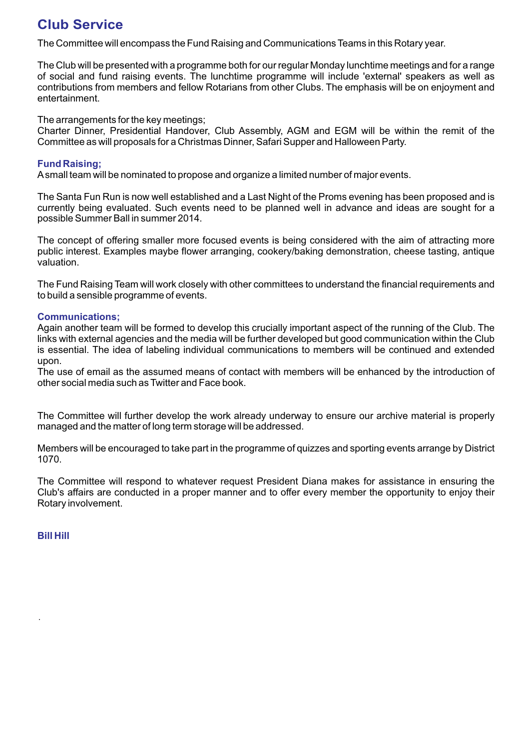## Club Service

The Committee will encompass the Fund Raising and Communications Teams in this Rotary year.

The Club will be presented with a programme both for our regular Monday lunchtime meetings and for a range of social and fund raising events. The lunchtime programme will include 'external' speakers as well as contributions from members and fellow Rotarians from other Clubs. The emphasis will be on enjoyment and entertainment.

The arrangements for the key meetings;
Charter Dinner, Presidential Handover, Club Assembly, AGM and EGM will be within the remit of the Committee as will proposals for a Christmas Dinner, Safari Supper and Halloween Party.

### Fund Raising;

A small team will be nominated to propose and organize a limited number of major events.

The Santa Fun Run is now well established and a Last Night of the Proms evening has been proposed and is currently being evaluated. Such events need to be planned well in advance and ideas are sought for a possible Summer Ball in summer 2014.

The concept of offering smaller more focused events is being considered with the aim of attracting more public interest. Examples maybe flower arranging, cookery/baking demonstration, cheese tasting, antique valuation.

The Fund Raising Team will work closely with other committees to understand the financial requirements and to build a sensible programme of events.

### Communications;

Again another team will be formed to develop this crucially important aspect of the running of the Club. The links with external agencies and the media will be further developed but good communication within the Club is essential. The idea of labeling individual communications to members will be continued and extended upon.
The use of email as the assumed means of contact with members will be enhanced by the introduction of other social media such as Twitter and Face book.

The Committee will further develop the work already underway to ensure our archive material is properly managed and the matter of long term storage will be addressed.

Members will be encouraged to take part in the programme of quizzes and sporting events arrange by District 1070.

The Committee will respond to whatever request President Diana makes for assistance in ensuring the Club's affairs are conducted in a proper manner and to offer every member the opportunity to enjoy their Rotary involvement.

**Bill Hill**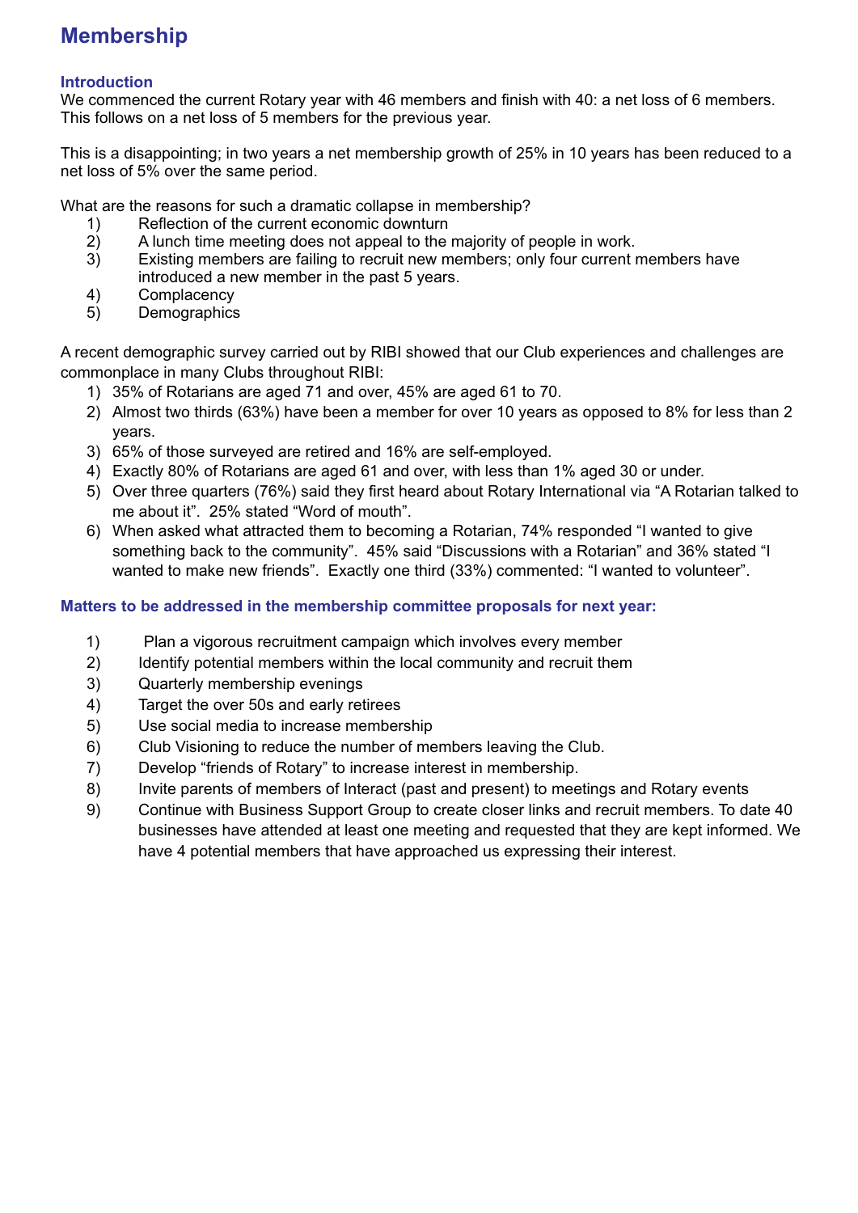# Membership

### Introduction

We commenced the current Rotary year with 46 members and finish with 40: a net loss of 6 members. This follows on a net loss of 5 members for the previous year.

This is a disappointing; in two years a net membership growth of 25% in 10 years has been reduced to a net loss of 5% over the same period.

What are the reasons for such a dramatic collapse in membership?

1) Reflection of the current economic downturn
2) A lunch time meeting does not appeal to the majority of people in work.
3) Existing members are failing to recruit new members; only four current members have introduced a new member in the past 5 years.
4) Complacency
5) Demographics

A recent demographic survey carried out by RIBI showed that our Club experiences and challenges are commonplace in many Clubs throughout RIBI:

1) 35% of Rotarians are aged 71 and over, 45% are aged 61 to 70.
2) Almost two thirds (63%) have been a member for over 10 years as opposed to 8% for less than 2 years.
3) 65% of those surveyed are retired and 16% are self-employed.
4) Exactly 80% of Rotarians are aged 61 and over, with less than 1% aged 30 or under.
5) Over three quarters (76%) said they first heard about Rotary International via "A Rotarian talked to me about it". 25% stated "Word of mouth".
6) When asked what attracted them to becoming a Rotarian, 74% responded "I wanted to give something back to the community". 45% said "Discussions with a Rotarian" and 36% stated "I wanted to make new friends". Exactly one third (33%) commented: "I wanted to volunteer".

### Matters to be addressed in the membership committee proposals for next year:

1) Plan a vigorous recruitment campaign which involves every member
2) Identify potential members within the local community and recruit them
3) Quarterly membership evenings
4) Target the over 50s and early retirees
5) Use social media to increase membership
6) Club Visioning to reduce the number of members leaving the Club.
7) Develop "friends of Rotary" to increase interest in membership.
8) Invite parents of members of Interact (past and present) to meetings and Rotary events
9) Continue with Business Support Group to create closer links and recruit members. To date 40 businesses have attended at least one meeting and requested that they are kept informed. We have 4 potential members that have approached us expressing their interest.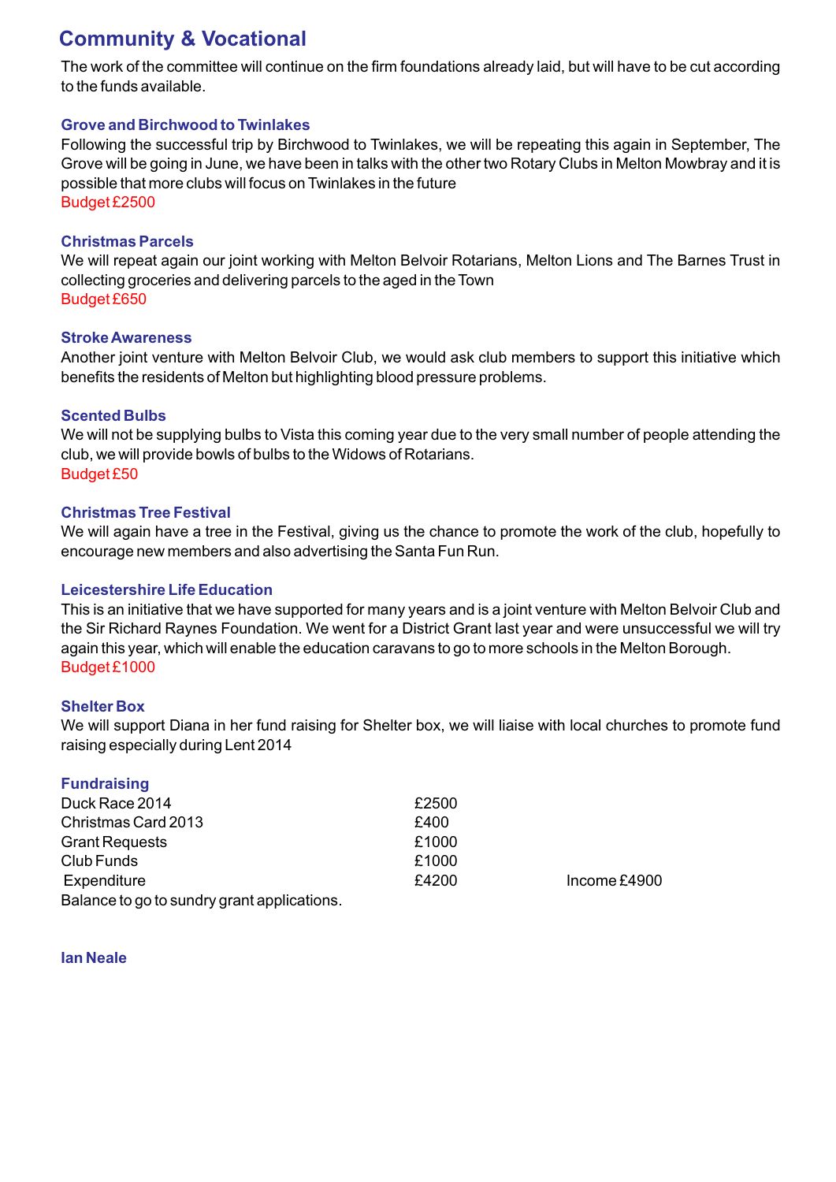## Community & Vocational

The work of the committee will continue on the firm foundations already laid, but will have to be cut according to the funds available.

### Grove and Birchwood to Twinlakes

Following the successful trip by Birchwood to Twinlakes, we will be repeating this again in September, The Grove will be going in June, we have been in talks with the other two Rotary Clubs in Melton Mowbray and it is possible that more clubs will focus on Twinlakes in the future

Budget £2500

### Christmas Parcels

We will repeat again our joint working with Melton Belvoir Rotarians, Melton Lions and The Barnes Trust in collecting groceries and delivering parcels to the aged in the Town

Budget £650

### Stroke Awareness

Another joint venture with Melton Belvoir Club, we would ask club members to support this initiative which benefits the residents of Melton but highlighting blood pressure problems.

### Scented Bulbs

We will not be supplying bulbs to Vista this coming year due to the very small number of people attending the club, we will provide bowls of bulbs to the Widows of Rotarians.

Budget £50

### Christmas Tree Festival

We will again have a tree in the Festival, giving us the chance to promote the work of the club, hopefully to encourage new members and also advertising the Santa Fun Run.

### Leicestershire Life Education

This is an initiative that we have supported for many years and is a joint venture with Melton Belvoir Club and the Sir Richard Raynes Foundation. We went for a District Grant last year and were unsuccessful we will try again this year, which will enable the education caravans to go to more schools in the Melton Borough.

Budget £1000

### Shelter Box

We will support Diana in her fund raising for Shelter box, we will liaise with local churches to promote fund raising especially during Lent 2014

### Fundraising

| | | |
|---|---|---|
| Duck Race 2014 | £2500 | |
| Christmas Card 2013 | £400 | |
| Grant Requests | £1000 | |
| Club Funds | £1000 | |
| Expenditure | £4200 | Income £4900 |

Balance to go to sundry grant applications.

**Ian Neale**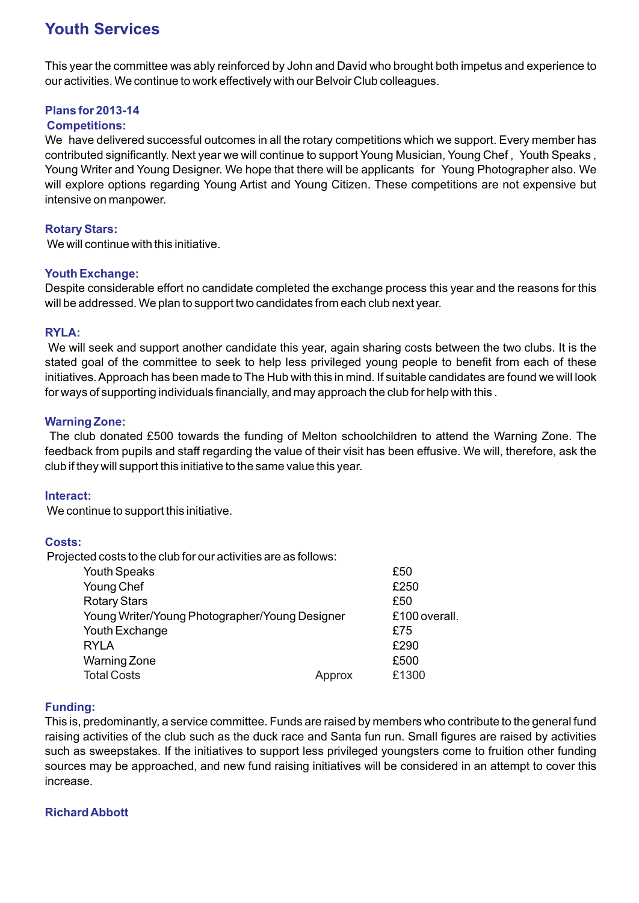# Youth Services

This year the committee was ably reinforced by John and David who brought both impetus and experience to our activities. We continue to work effectively with our Belvoir Club colleagues.

## Plans for 2013-14

### Competitions:

We have delivered successful outcomes in all the rotary competitions which we support. Every member has contributed significantly. Next year we will continue to support Young Musician, Young Chef , Youth Speaks , Young Writer and Young Designer. We hope that there will be applicants for Young Photographer also. We will explore options regarding Young Artist and Young Citizen. These competitions are not expensive but intensive on manpower.

### Rotary Stars:

We will continue with this initiative.

### Youth Exchange:

Despite considerable effort no candidate completed the exchange process this year and the reasons for this will be addressed. We plan to support two candidates from each club next year.

### RYLA:

We will seek and support another candidate this year, again sharing costs between the two clubs. It is the stated goal of the committee to seek to help less privileged young people to benefit from each of these initiatives. Approach has been made to The Hub with this in mind. If suitable candidates are found we will look for ways of supporting individuals financially, and may approach the club for help with this .

### Warning Zone:

The club donated £500 towards the funding of Melton schoolchildren to attend the Warning Zone. The feedback from pupils and staff regarding the value of their visit has been effusive. We will, therefore, ask the club if they will support this initiative to the same value this year.

### Interact:

We continue to support this initiative.

### Costs:

Projected costs to the club for our activities are as follows:

| | | |
|---|---|---|
| Youth Speaks | | £50 |
| Young Chef | | £250 |
| Rotary Stars | | £50 |
| Young Writer/Young Photographer/Young Designer | | £100 overall. |
| Youth Exchange | | £75 |
| RYLA | | £290 |
| Warning Zone | | £500 |
| Total Costs | Approx | £1300 |

### Funding:

This is, predominantly, a service committee. Funds are raised by members who contribute to the general fund raising activities of the club such as the duck race and Santa fun run. Small figures are raised by activities such as sweepstakes. If the initiatives to support less privileged youngsters come to fruition other funding sources may be approached, and new fund raising initiatives will be considered in an attempt to cover this increase.

**Richard Abbott**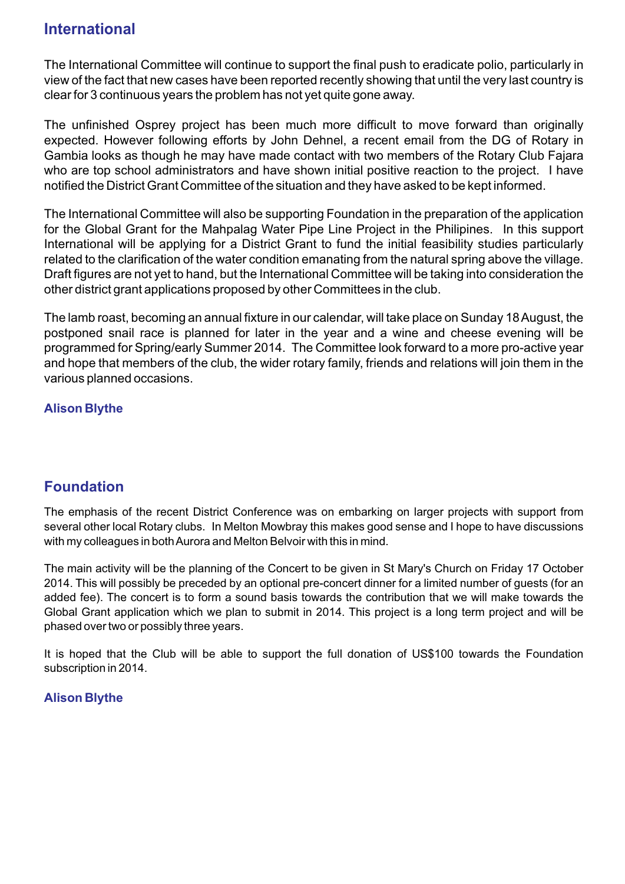## International

The International Committee will continue to support the final push to eradicate polio, particularly in view of the fact that new cases have been reported recently showing that until the very last country is clear for 3 continuous years the problem has not yet quite gone away.

The unfinished Osprey project has been much more difficult to move forward than originally expected. However following efforts by John Dehnel, a recent email from the DG of Rotary in Gambia looks as though he may have made contact with two members of the Rotary Club Fajara who are top school administrators and have shown initial positive reaction to the project. I have notified the District Grant Committee of the situation and they have asked to be kept informed.

The International Committee will also be supporting Foundation in the preparation of the application for the Global Grant for the Mahpalag Water Pipe Line Project in the Philipines. In this support International will be applying for a District Grant to fund the initial feasibility studies particularly related to the clarification of the water condition emanating from the natural spring above the village. Draft figures are not yet to hand, but the International Committee will be taking into consideration the other district grant applications proposed by other Committees in the club.

The lamb roast, becoming an annual fixture in our calendar, will take place on Sunday 18 August, the postponed snail race is planned for later in the year and a wine and cheese evening will be programmed for Spring/early Summer 2014. The Committee look forward to a more pro-active year and hope that members of the club, the wider rotary family, friends and relations will join them in the various planned occasions.

**Alison Blythe**

## Foundation

The emphasis of the recent District Conference was on embarking on larger projects with support from several other local Rotary clubs. In Melton Mowbray this makes good sense and I hope to have discussions with my colleagues in both Aurora and Melton Belvoir with this in mind.

The main activity will be the planning of the Concert to be given in St Mary's Church on Friday 17 October 2014. This will possibly be preceded by an optional pre-concert dinner for a limited number of guests (for an added fee). The concert is to form a sound basis towards the contribution that we will make towards the Global Grant application which we plan to submit in 2014. This project is a long term project and will be phased over two or possibly three years.

It is hoped that the Club will be able to support the full donation of US$100 towards the Foundation subscription in 2014.

**Alison Blythe**